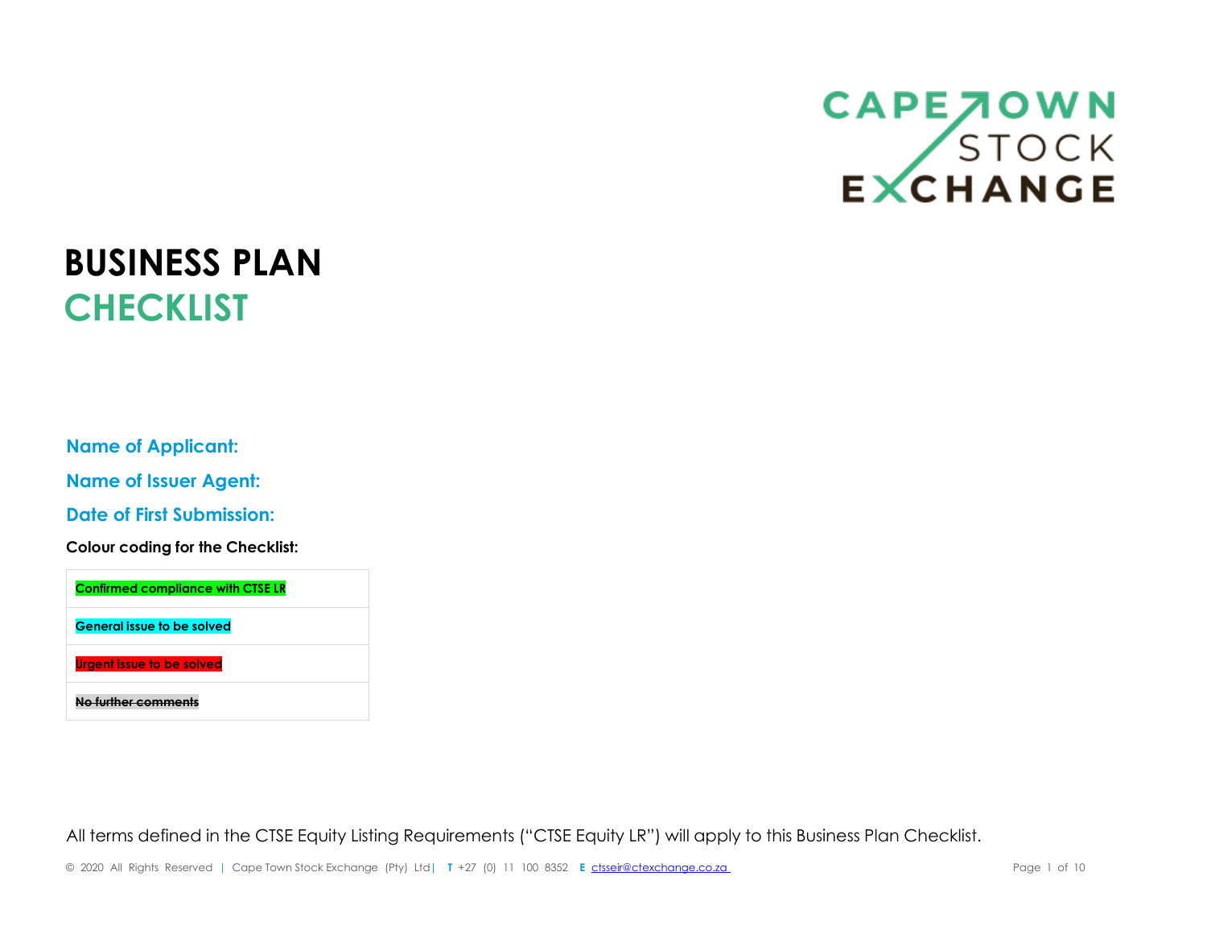# BUSINESS PLAN CHECKLIST

**Name of Applicant:**

**Name of Issuer Agent:**

**Date of First Submission:**

**Colour coding for the Checklist:**

| Colour coding |
| --- |
| **Confirmed compliance with CTSE LR** |
| **General issue to be solved** |
| **Urgent issue to be solved** |
| ~~**No further comments**~~ |

All terms defined in the CTSE Equity Listing Requirements ("CTSE Equity LR") will apply to this Business Plan Checklist.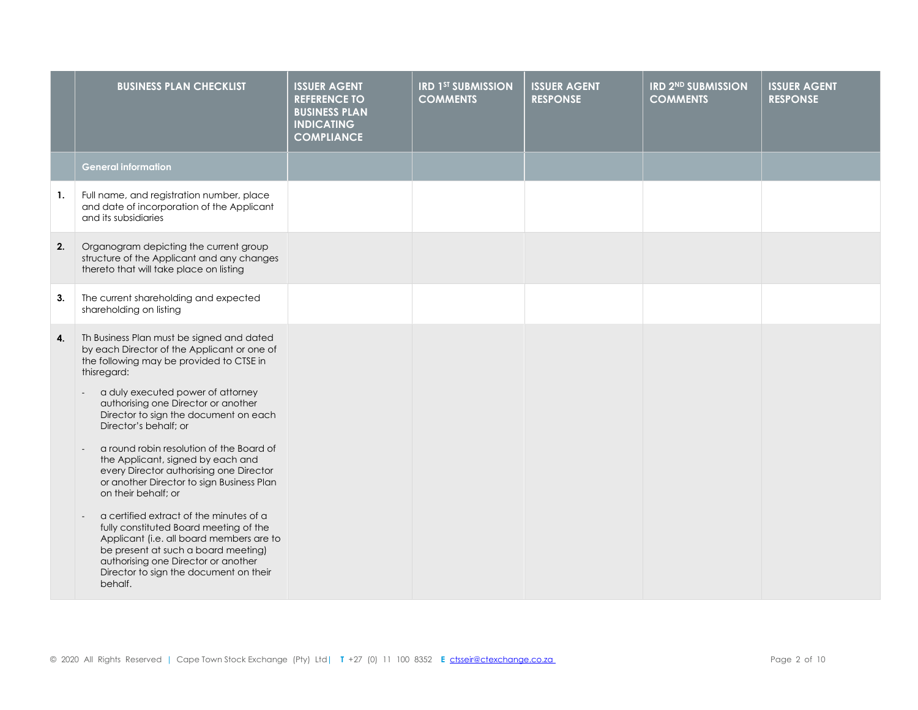|  | BUSINESS PLAN CHECKLIST | ISSUER AGENT REFERENCE TO BUSINESS PLAN INDICATING COMPLIANCE | IRD 1ST SUBMISSION COMMENTS | ISSUER AGENT RESPONSE | IRD 2ND SUBMISSION COMMENTS | ISSUER AGENT RESPONSE |
|---|---|---|---|---|---|---|
|  | **General information** |  |  |  |  |  |
| **1.** | Full name, and registration number, place and date of incorporation of the Applicant and its subsidiaries |  |  |  |  |  |
| **2.** | Organogram depicting the current group structure of the Applicant and any changes thereto that will take place on listing |  |  |  |  |  |
| **3.** | The current shareholding and expected shareholding on listing |  |  |  |  |  |
| **4.** | Th Business Plan must be signed and dated by each Director of the Applicant or one of the following may be provided to CTSE in thisregard:<br><br>- a duly executed power of attorney authorising one Director or another Director to sign the document on each Director's behalf; or<br><br>- a round robin resolution of the Board of the Applicant, signed by each and every Director authorising one Director or another Director to sign Business Plan on their behalf; or<br><br>- a certified extract of the minutes of a fully constituted Board meeting of the Applicant (i.e. all board members are to be present at such a board meeting) authorising one Director or another Director to sign the document on their behalf. |  |  |  |  |  |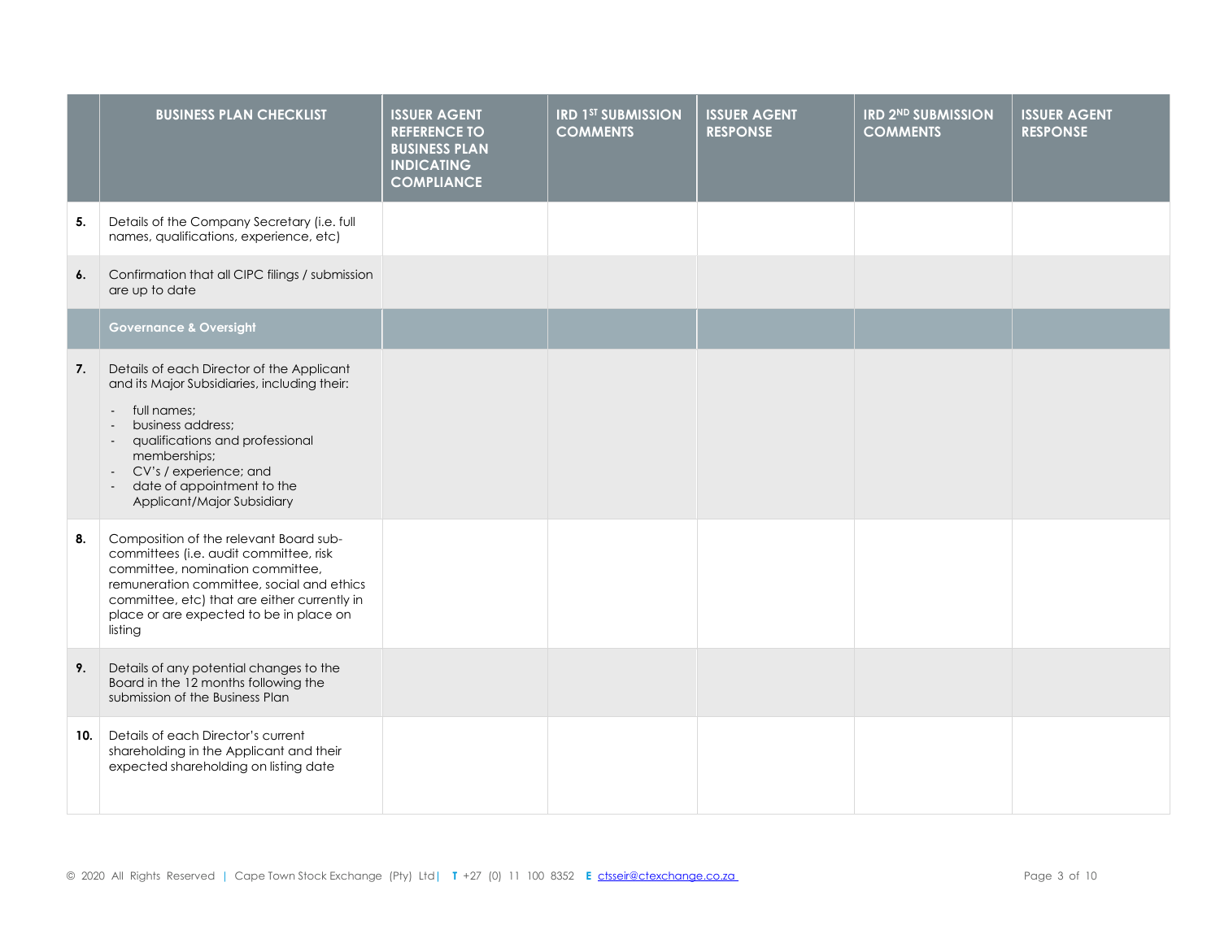| | BUSINESS PLAN CHECKLIST | ISSUER AGENT REFERENCE TO BUSINESS PLAN INDICATING COMPLIANCE | IRD 1ST SUBMISSION COMMENTS | ISSUER AGENT RESPONSE | IRD 2ND SUBMISSION COMMENTS | ISSUER AGENT RESPONSE |
|---|---|---|---|---|---|---|
| **5.** | Details of the Company Secretary (i.e. full names, qualifications, experience, etc) | | | | | |
| **6.** | Confirmation that all CIPC filings / submission are up to date | | | | | |
| | **Governance & Oversight** | | | | | |
| **7.** | Details of each Director of the Applicant and its Major Subsidiaries, including their: <br> - full names; <br> - business address; <br> - qualifications and professional memberships; <br> - CV's / experience; and <br> - date of appointment to the Applicant/Major Subsidiary | | | | | |
| **8.** | Composition of the relevant Board sub-committees (i.e. audit committee, risk committee, nomination committee, remuneration committee, social and ethics committee, etc) that are either currently in place or are expected to be in place on listing | | | | | |
| **9.** | Details of any potential changes to the Board in the 12 months following the submission of the Business Plan | | | | | |
| **10.** | Details of each Director's current shareholding in the Applicant and their expected shareholding on listing date | | | | | |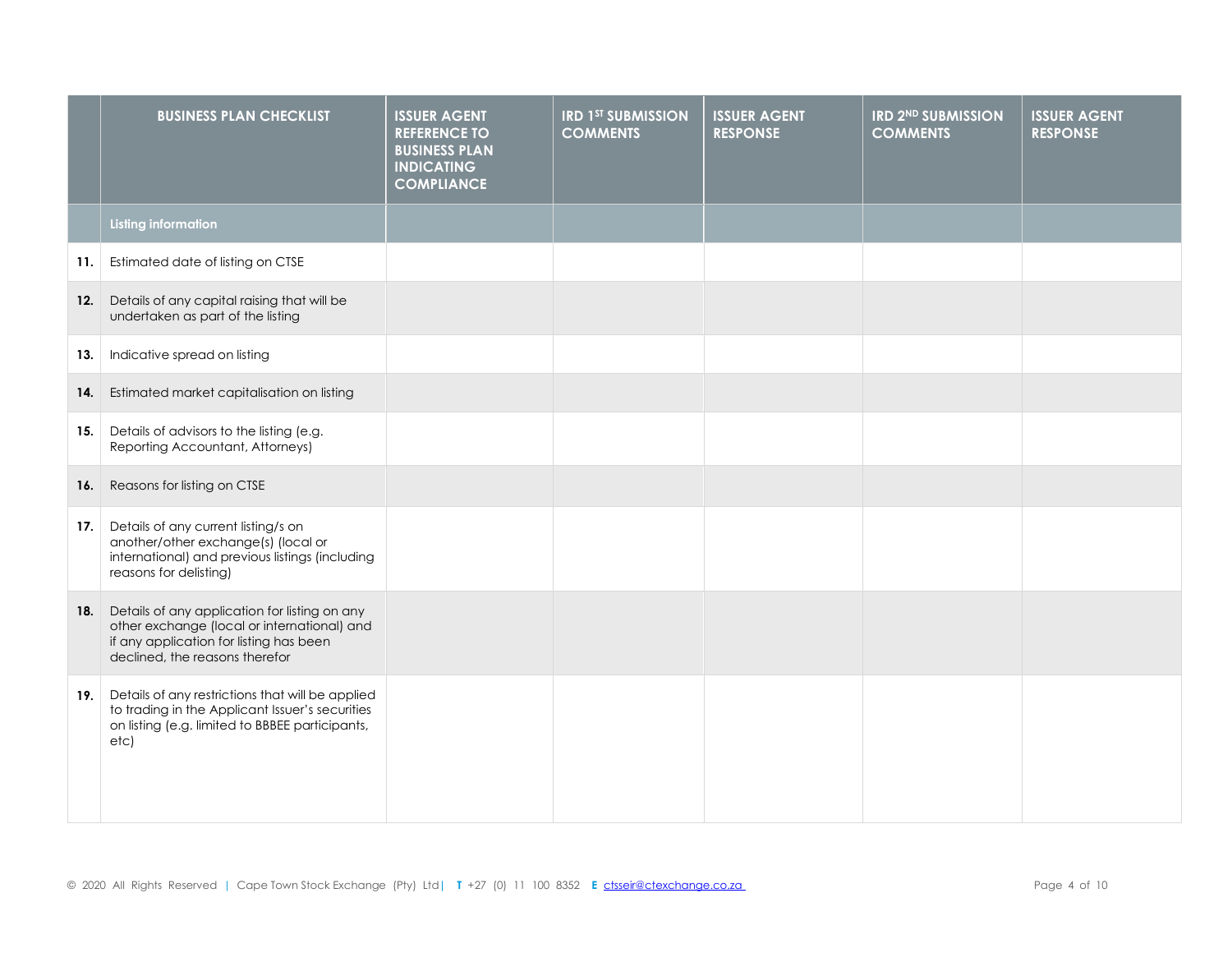| | BUSINESS PLAN CHECKLIST | ISSUER AGENT REFERENCE TO BUSINESS PLAN INDICATING COMPLIANCE | IRD 1ST SUBMISSION COMMENTS | ISSUER AGENT RESPONSE | IRD 2ND SUBMISSION COMMENTS | ISSUER AGENT RESPONSE |
|---|---|---|---|---|---|---|
| | **Listing information** | | | | | |
| **11.** | Estimated date of listing on CTSE | | | | | |
| **12.** | Details of any capital raising that will be undertaken as part of the listing | | | | | |
| **13.** | Indicative spread on listing | | | | | |
| **14.** | Estimated market capitalisation on listing | | | | | |
| **15.** | Details of advisors to the listing (e.g. Reporting Accountant, Attorneys) | | | | | |
| **16.** | Reasons for listing on CTSE | | | | | |
| **17.** | Details of any current listing/s on another/other exchange(s) (local or international) and previous listings (including reasons for delisting) | | | | | |
| **18.** | Details of any application for listing on any other exchange (local or international) and if any application for listing has been declined, the reasons therefor | | | | | |
| **19.** | Details of any restrictions that will be applied to trading in the Applicant Issuer's securities on listing (e.g. limited to BBBEE participants, etc) | | | | | |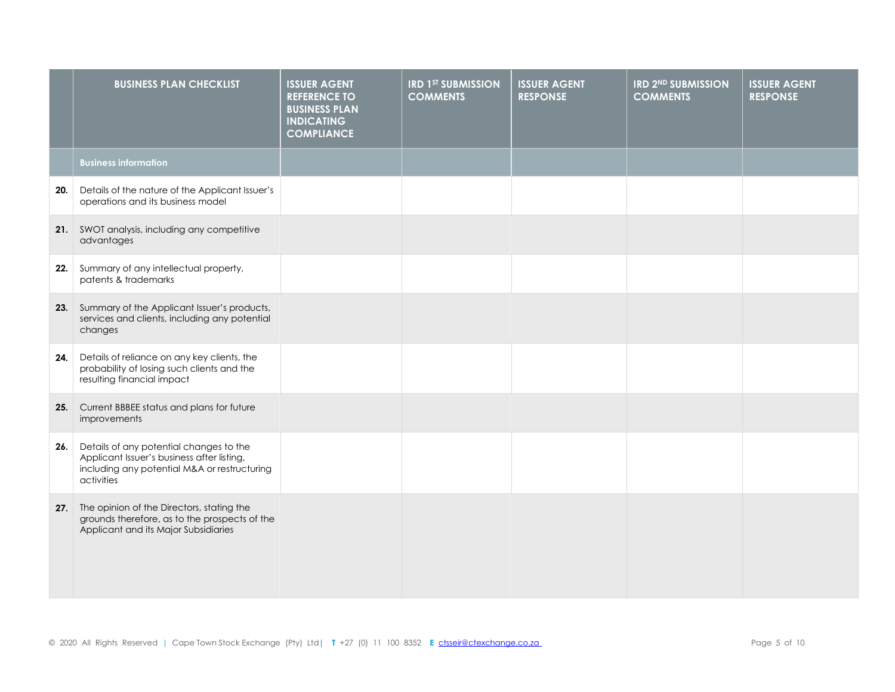| | BUSINESS PLAN CHECKLIST | ISSUER AGENT REFERENCE TO BUSINESS PLAN INDICATING COMPLIANCE | IRD 1ST SUBMISSION COMMENTS | ISSUER AGENT RESPONSE | IRD 2ND SUBMISSION COMMENTS | ISSUER AGENT RESPONSE |
|---|---|---|---|---|---|---|
| | **Business information** | | | | | |
| **20.** | Details of the nature of the Applicant Issuer's operations and its business model | | | | | |
| **21.** | SWOT analysis, including any competitive advantages | | | | | |
| **22.** | Summary of any intellectual property, patents & trademarks | | | | | |
| **23.** | Summary of the Applicant Issuer's products, services and clients, including any potential changes | | | | | |
| **24.** | Details of reliance on any key clients, the probability of losing such clients and the resulting financial impact | | | | | |
| **25.** | Current BBBEE status and plans for future improvements | | | | | |
| **26.** | Details of any potential changes to the Applicant Issuer's business after listing, including any potential M&A or restructuring activities | | | | | |
| **27.** | The opinion of the Directors, stating the grounds therefore, as to the prospects of the Applicant and its Major Subsidiaries | | | | | |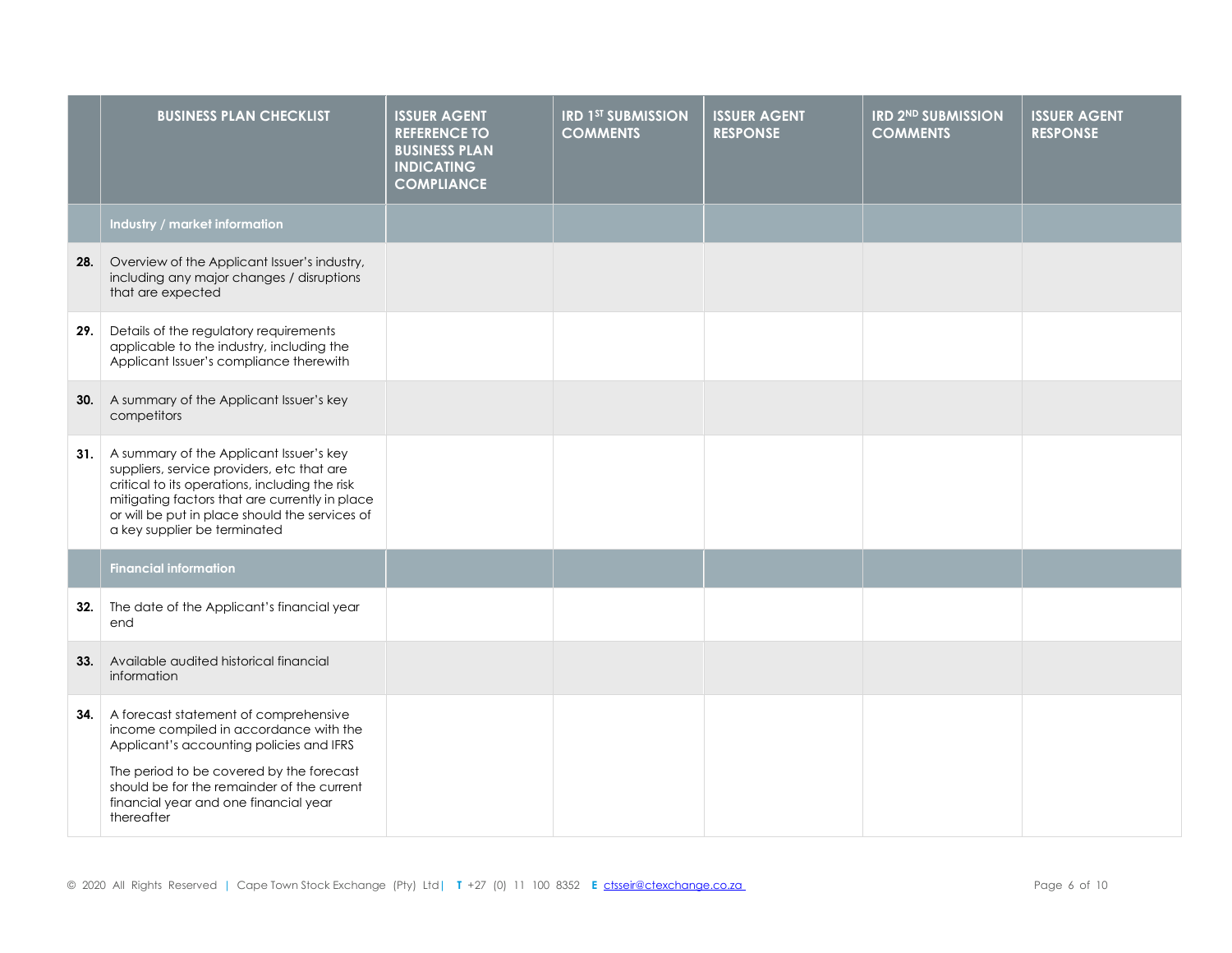| | BUSINESS PLAN CHECKLIST | ISSUER AGENT REFERENCE TO BUSINESS PLAN INDICATING COMPLIANCE | IRD 1ST SUBMISSION COMMENTS | ISSUER AGENT RESPONSE | IRD 2ND SUBMISSION COMMENTS | ISSUER AGENT RESPONSE |
|---|---|---|---|---|---|---|
| | **Industry / market information** | | | | | |
| **28.** | Overview of the Applicant Issuer's industry, including any major changes / disruptions that are expected | | | | | |
| **29.** | Details of the regulatory requirements applicable to the industry, including the Applicant Issuer's compliance therewith | | | | | |
| **30.** | A summary of the Applicant Issuer's key competitors | | | | | |
| **31.** | A summary of the Applicant Issuer's key suppliers, service providers, etc that are critical to its operations, including the risk mitigating factors that are currently in place or will be put in place should the services of a key supplier be terminated | | | | | |
| | **Financial information** | | | | | |
| **32.** | The date of the Applicant's financial year end | | | | | |
| **33.** | Available audited historical financial information | | | | | |
| **34.** | A forecast statement of comprehensive income compiled in accordance with the Applicant's accounting policies and IFRS<br><br>The period to be covered by the forecast should be for the remainder of the current financial year and one financial year thereafter | | | | | |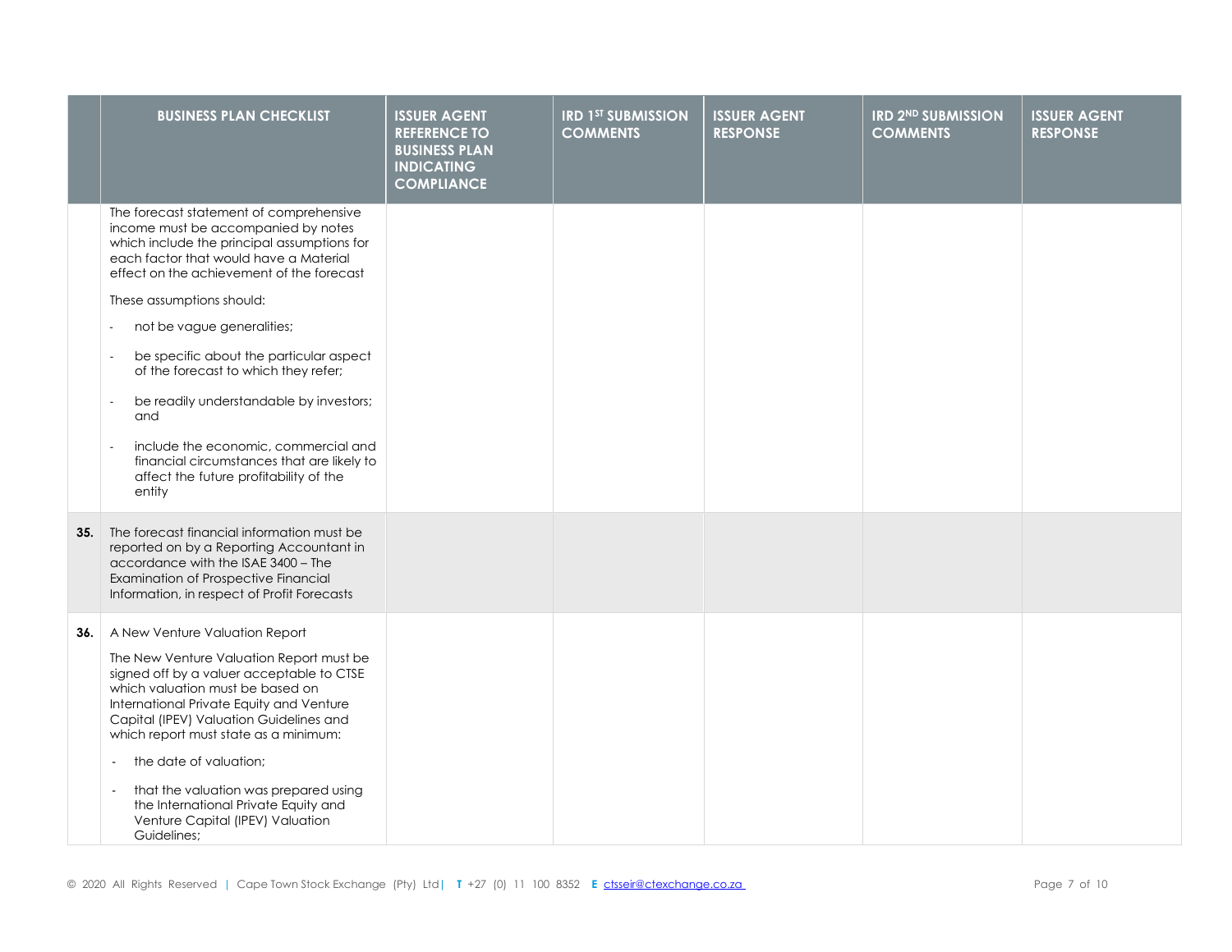| | BUSINESS PLAN CHECKLIST | ISSUER AGENT REFERENCE TO BUSINESS PLAN INDICATING COMPLIANCE | IRD 1ST SUBMISSION COMMENTS | ISSUER AGENT RESPONSE | IRD 2ND SUBMISSION COMMENTS | ISSUER AGENT RESPONSE |
|---|---|---|---|---|---|---|
| | The forecast statement of comprehensive income must be accompanied by notes which include the principal assumptions for each factor that would have a Material effect on the achievement of the forecast<br><br>These assumptions should:<br><br>- not be vague generalities;<br>- be specific about the particular aspect of the forecast to which they refer;<br>- be readily understandable by investors; and<br>- include the economic, commercial and financial circumstances that are likely to affect the future profitability of the entity | | | | | |
| **35.** | The forecast financial information must be reported on by a Reporting Accountant in accordance with the ISAE 3400 – The Examination of Prospective Financial Information, in respect of Profit Forecasts | | | | | |
| **36.** | A New Venture Valuation Report<br><br>The New Venture Valuation Report must be signed off by a valuer acceptable to CTSE which valuation must be based on International Private Equity and Venture Capital (IPEV) Valuation Guidelines and which report must state as a minimum:<br><br>- the date of valuation;<br>- that the valuation was prepared using the International Private Equity and Venture Capital (IPEV) Valuation Guidelines; | | | | | |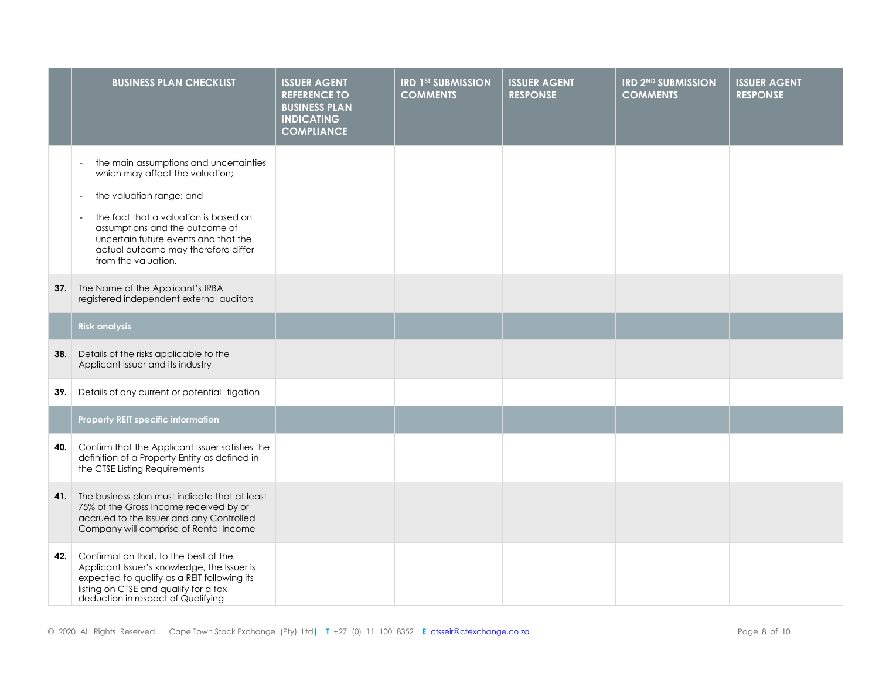| | BUSINESS PLAN CHECKLIST | ISSUER AGENT REFERENCE TO BUSINESS PLAN INDICATING COMPLIANCE | IRD 1ST SUBMISSION COMMENTS | ISSUER AGENT RESPONSE | IRD 2ND SUBMISSION COMMENTS | ISSUER AGENT RESPONSE |
|---|---|---|---|---|---|---|
| | - the main assumptions and uncertainties which may affect the valuation;<br>- the valuation range; and<br>- the fact that a valuation is based on assumptions and the outcome of uncertain future events and that the actual outcome may therefore differ from the valuation. | | | | | |
| **37.** | The Name of the Applicant's IRBA registered independent external auditors | | | | | |
| | **Risk analysis** | | | | | |
| **38.** | Details of the risks applicable to the Applicant Issuer and its industry | | | | | |
| **39.** | Details of any current or potential litigation | | | | | |
| | **Property REIT specific information** | | | | | |
| **40.** | Confirm that the Applicant Issuer satisfies the definition of a Property Entity as defined in the CTSE Listing Requirements | | | | | |
| **41.** | The business plan must indicate that at least 75% of the Gross Income received by or accrued to the Issuer and any Controlled Company will comprise of Rental Income | | | | | |
| **42.** | Confirmation that, to the best of the Applicant Issuer's knowledge, the Issuer is expected to qualify as a REIT following its listing on CTSE and qualify for a tax deduction in respect of Qualifying | | | | | |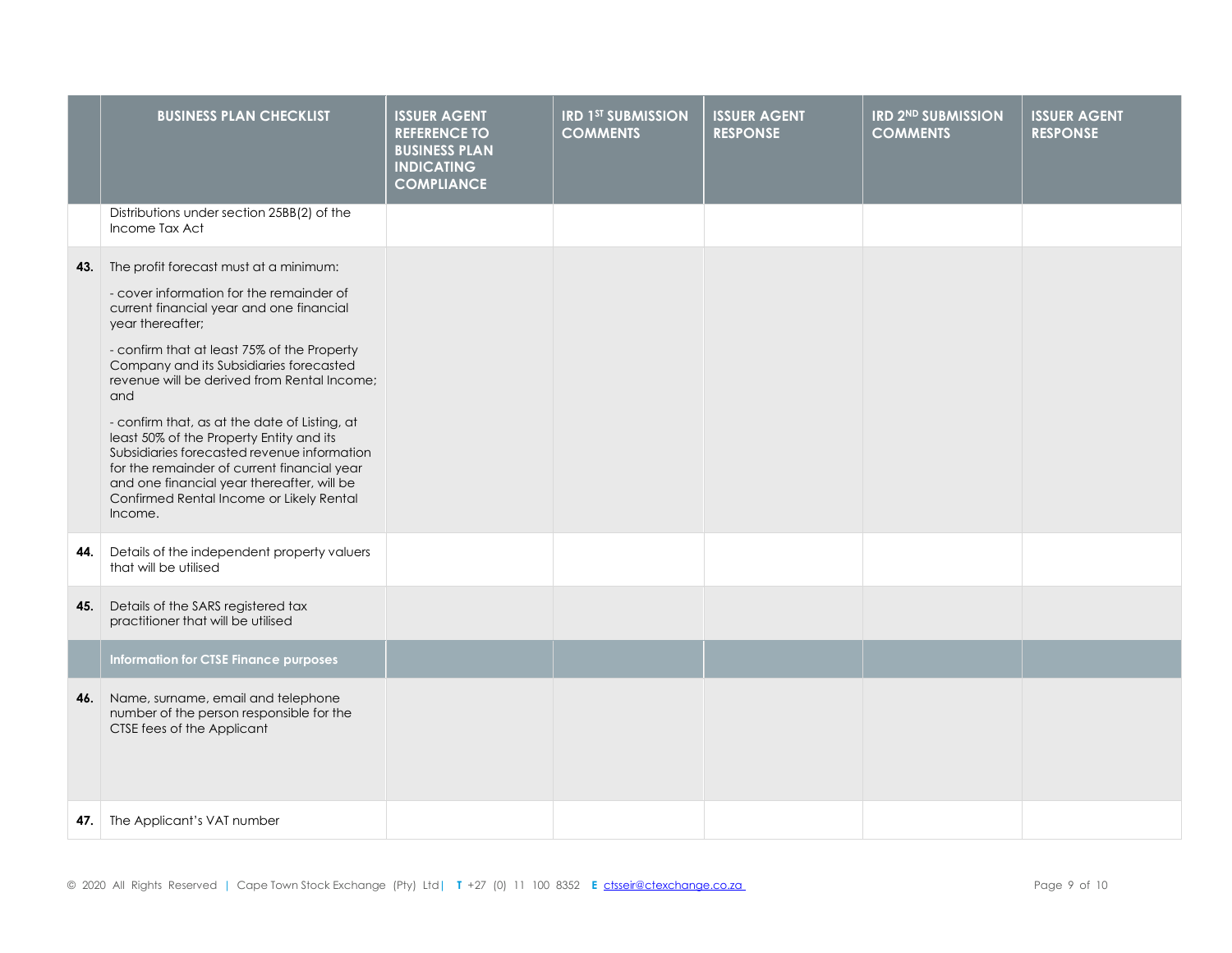| | BUSINESS PLAN CHECKLIST | ISSUER AGENT REFERENCE TO BUSINESS PLAN INDICATING COMPLIANCE | IRD 1ST SUBMISSION COMMENTS | ISSUER AGENT RESPONSE | IRD 2ND SUBMISSION COMMENTS | ISSUER AGENT RESPONSE |
|---|---|---|---|---|---|---|
| | Distributions under section 25BB(2) of the Income Tax Act | | | | | |
| **43.** | The profit forecast must at a minimum:<br><br>- cover information for the remainder of current financial year and one financial year thereafter;<br><br>- confirm that at least 75% of the Property Company and its Subsidiaries forecasted revenue will be derived from Rental Income; and<br><br>- confirm that, as at the date of Listing, at least 50% of the Property Entity and its Subsidiaries forecasted revenue information for the remainder of current financial year and one financial year thereafter, will be Confirmed Rental Income or Likely Rental Income. | | | | | |
| **44.** | Details of the independent property valuers that will be utilised | | | | | |
| **45.** | Details of the SARS registered tax practitioner that will be utilised | | | | | |
| | **Information for CTSE Finance purposes** | | | | | |
| **46.** | Name, surname, email and telephone number of the person responsible for the CTSE fees of the Applicant | | | | | |
| **47.** | The Applicant's VAT number | | | | | |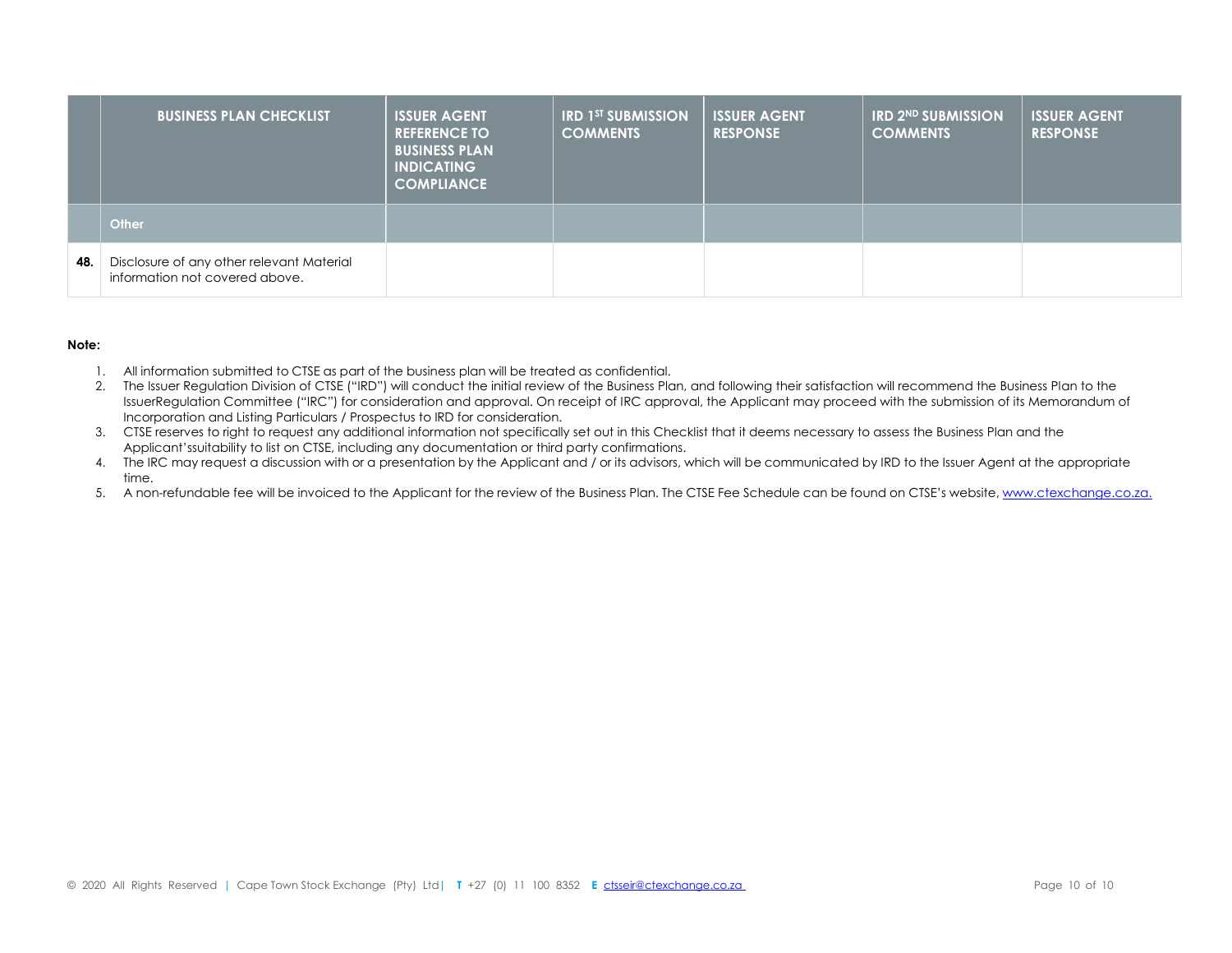| | BUSINESS PLAN CHECKLIST | ISSUER AGENT REFERENCE TO BUSINESS PLAN INDICATING COMPLIANCE | IRD 1ST SUBMISSION COMMENTS | ISSUER AGENT RESPONSE | IRD 2ND SUBMISSION COMMENTS | ISSUER AGENT RESPONSE |
|---|---|---|---|---|---|---|
| | Other | | | | | |
| **48.** | Disclosure of any other relevant Material information not covered above. | | | | | |

**Note:**

1. All information submitted to CTSE as part of the business plan will be treated as confidential.
2. The Issuer Regulation Division of CTSE ("IRD") will conduct the initial review of the Business Plan, and following their satisfaction will recommend the Business Plan to the IssuerRegulation Committee ("IRC") for consideration and approval. On receipt of IRC approval, the Applicant may proceed with the submission of its Memorandum of Incorporation and Listing Particulars / Prospectus to IRD for consideration.
3. CTSE reserves to right to request any additional information not specifically set out in this Checklist that it deems necessary to assess the Business Plan and the Applicant'ssuitability to list on CTSE, including any documentation or third party confirmations.
4. The IRC may request a discussion with or a presentation by the Applicant and / or its advisors, which will be communicated by IRD to the Issuer Agent at the appropriate time.
5. A non-refundable fee will be invoiced to the Applicant for the review of the Business Plan. The CTSE Fee Schedule can be found on CTSE's website, www.ctexchange.co.za.